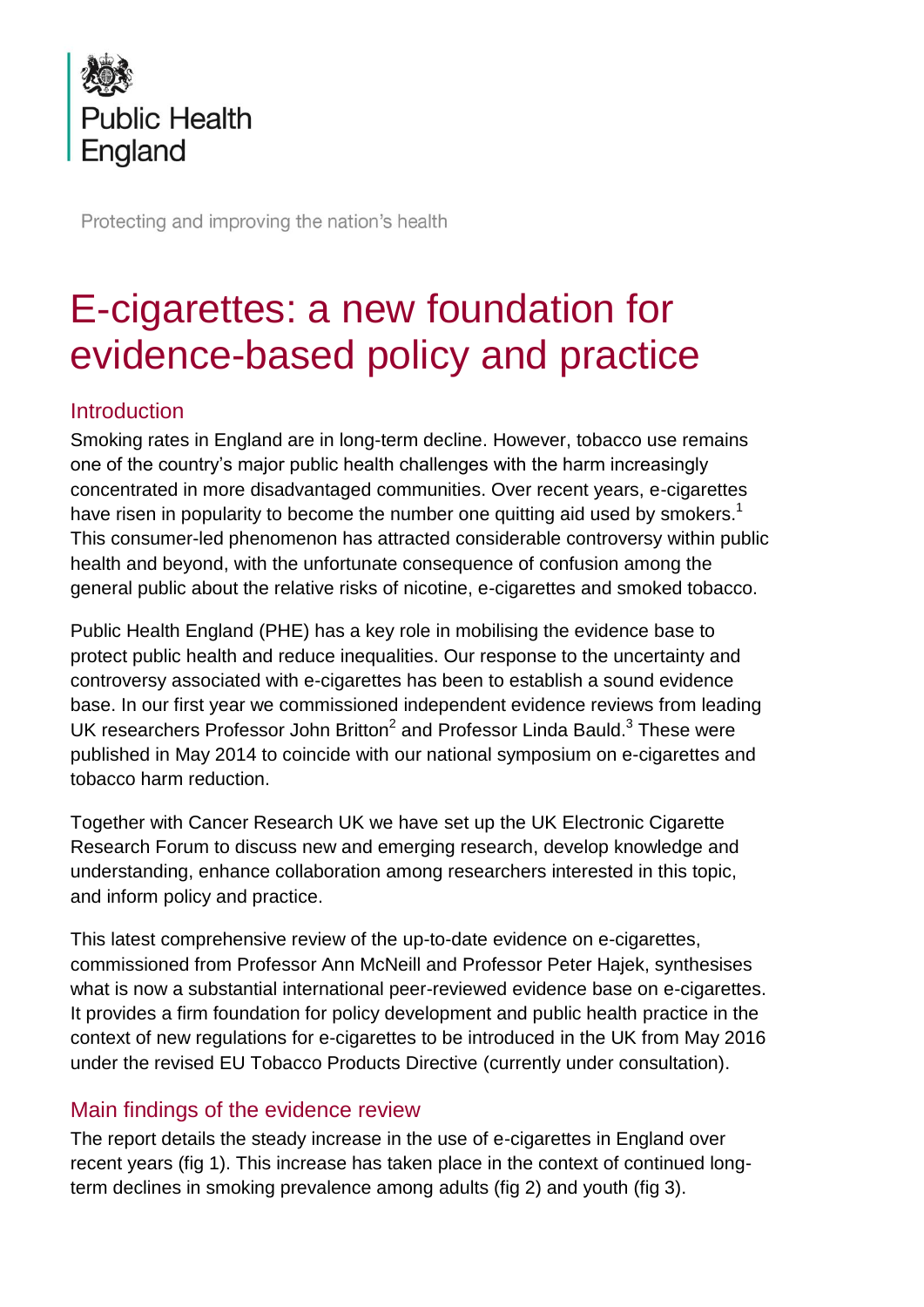Public Health England

Protecting and improving the nation's health

# E-cigarettes: a new foundation for evidence-based policy and practice

## Introduction

Smoking rates in England are in long-term decline. However, tobacco use remains one of the country's major public health challenges with the harm increasingly concentrated in more disadvantaged communities. Over recent years, e-cigarettes have risen in popularity to become the number one quitting aid used by smokers.[1] This consumer-led phenomenon has attracted considerable controversy within public health and beyond, with the unfortunate consequence of confusion among the general public about the relative risks of nicotine, e-cigarettes and smoked tobacco.

Public Health England (PHE) has a key role in mobilising the evidence base to protect public health and reduce inequalities. Our response to the uncertainty and controversy associated with e-cigarettes has been to establish a sound evidence base. In our first year we commissioned independent evidence reviews from leading UK researchers Professor John Britton[2] and Professor Linda Bauld.[3] These were published in May 2014 to coincide with our national symposium on e-cigarettes and tobacco harm reduction.

Together with Cancer Research UK we have set up the UK Electronic Cigarette Research Forum to discuss new and emerging research, develop knowledge and understanding, enhance collaboration among researchers interested in this topic, and inform policy and practice.

This latest comprehensive review of the up-to-date evidence on e-cigarettes, commissioned from Professor Ann McNeill and Professor Peter Hajek, synthesises what is now a substantial international peer-reviewed evidence base on e-cigarettes. It provides a firm foundation for policy development and public health practice in the context of new regulations for e-cigarettes to be introduced in the UK from May 2016 under the revised EU Tobacco Products Directive (currently under consultation).

## Main findings of the evidence review

The report details the steady increase in the use of e-cigarettes in England over recent years (fig 1). This increase has taken place in the context of continued long-term declines in smoking prevalence among adults (fig 2) and youth (fig 3).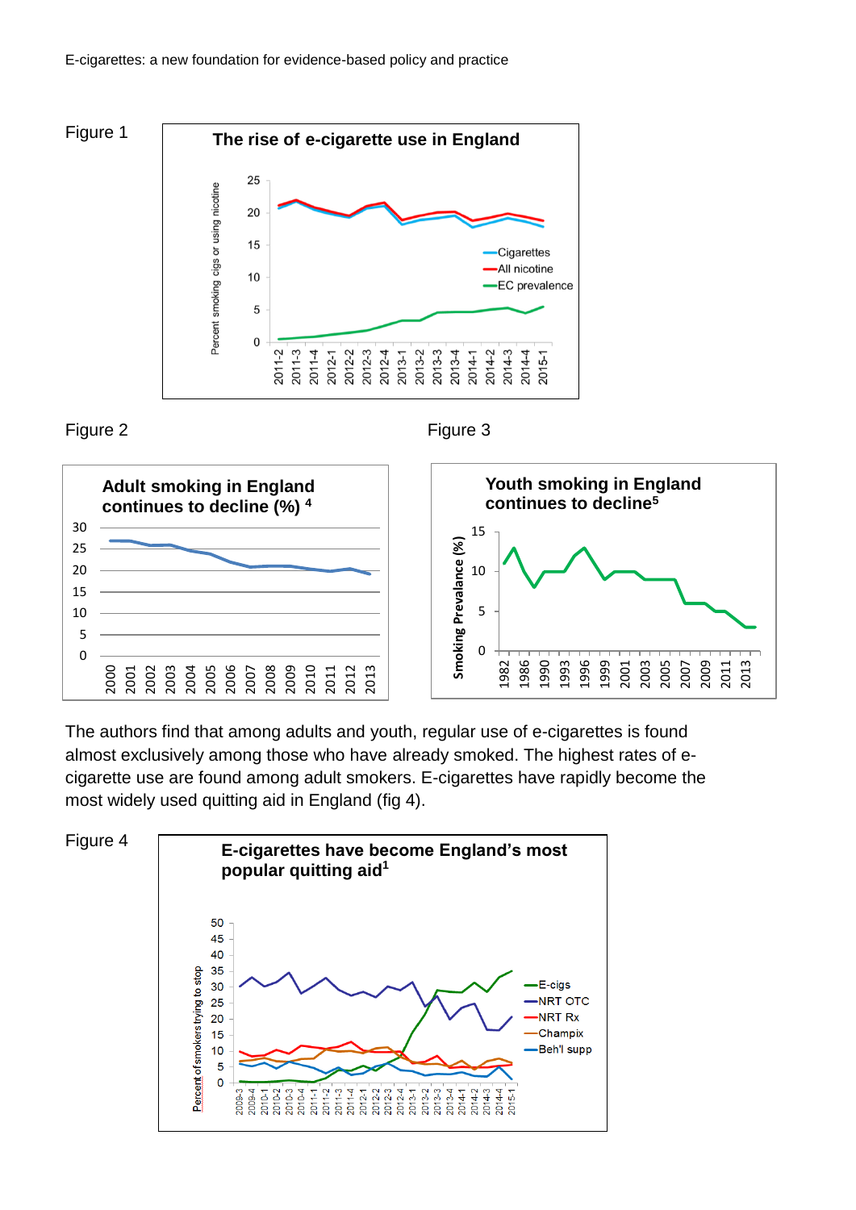Figure 1

Figure 2

Figure 3

The authors find that among adults and youth, regular use of e-cigarettes is found almost exclusively among those who have already smoked. The highest rates of e-cigarette use are found among adult smokers. E-cigarettes have rapidly become the most widely used quitting aid in England (fig 4).

Figure 4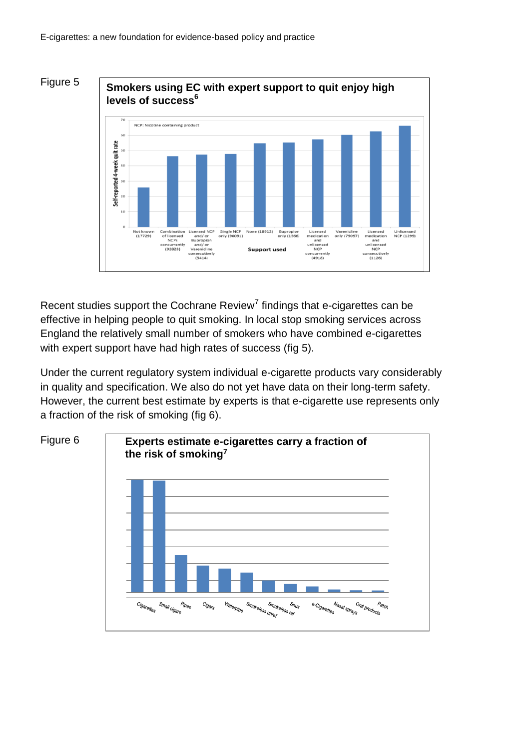Figure 5

**Smokers using EC with expert support to quit enjoy high levels of success**[6]

Recent studies support the Cochrane Review[7] findings that e-cigarettes can be effective in helping people to quit smoking. In local stop smoking services across England the relatively small number of smokers who have combined e-cigarettes with expert support have had high rates of success (fig 5).

Under the current regulatory system individual e-cigarette products vary considerably in quality and specification. We also do not yet have data on their long-term safety. However, the current best estimate by experts is that e-cigarette use represents only a fraction of the risk of smoking (fig 6).

Figure 6

**Experts estimate e-cigarettes carry a fraction of the risk of smoking**[7]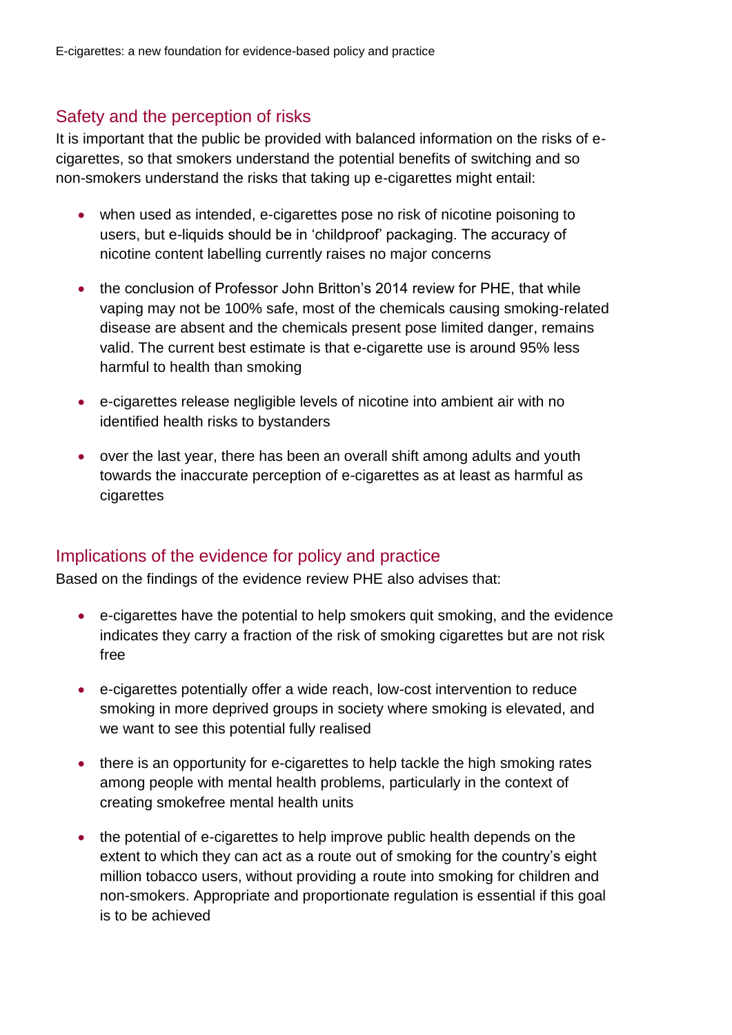## Safety and the perception of risks

It is important that the public be provided with balanced information on the risks of e-cigarettes, so that smokers understand the potential benefits of switching and so non-smokers understand the risks that taking up e-cigarettes might entail:

- when used as intended, e-cigarettes pose no risk of nicotine poisoning to users, but e-liquids should be in 'childproof' packaging. The accuracy of nicotine content labelling currently raises no major concerns
- the conclusion of Professor John Britton's 2014 review for PHE, that while vaping may not be 100% safe, most of the chemicals causing smoking-related disease are absent and the chemicals present pose limited danger, remains valid. The current best estimate is that e-cigarette use is around 95% less harmful to health than smoking
- e-cigarettes release negligible levels of nicotine into ambient air with no identified health risks to bystanders
- over the last year, there has been an overall shift among adults and youth towards the inaccurate perception of e-cigarettes as at least as harmful as cigarettes

## Implications of the evidence for policy and practice

Based on the findings of the evidence review PHE also advises that:

- e-cigarettes have the potential to help smokers quit smoking, and the evidence indicates they carry a fraction of the risk of smoking cigarettes but are not risk free
- e-cigarettes potentially offer a wide reach, low-cost intervention to reduce smoking in more deprived groups in society where smoking is elevated, and we want to see this potential fully realised
- there is an opportunity for e-cigarettes to help tackle the high smoking rates among people with mental health problems, particularly in the context of creating smokefree mental health units
- the potential of e-cigarettes to help improve public health depends on the extent to which they can act as a route out of smoking for the country's eight million tobacco users, without providing a route into smoking for children and non-smokers. Appropriate and proportionate regulation is essential if this goal is to be achieved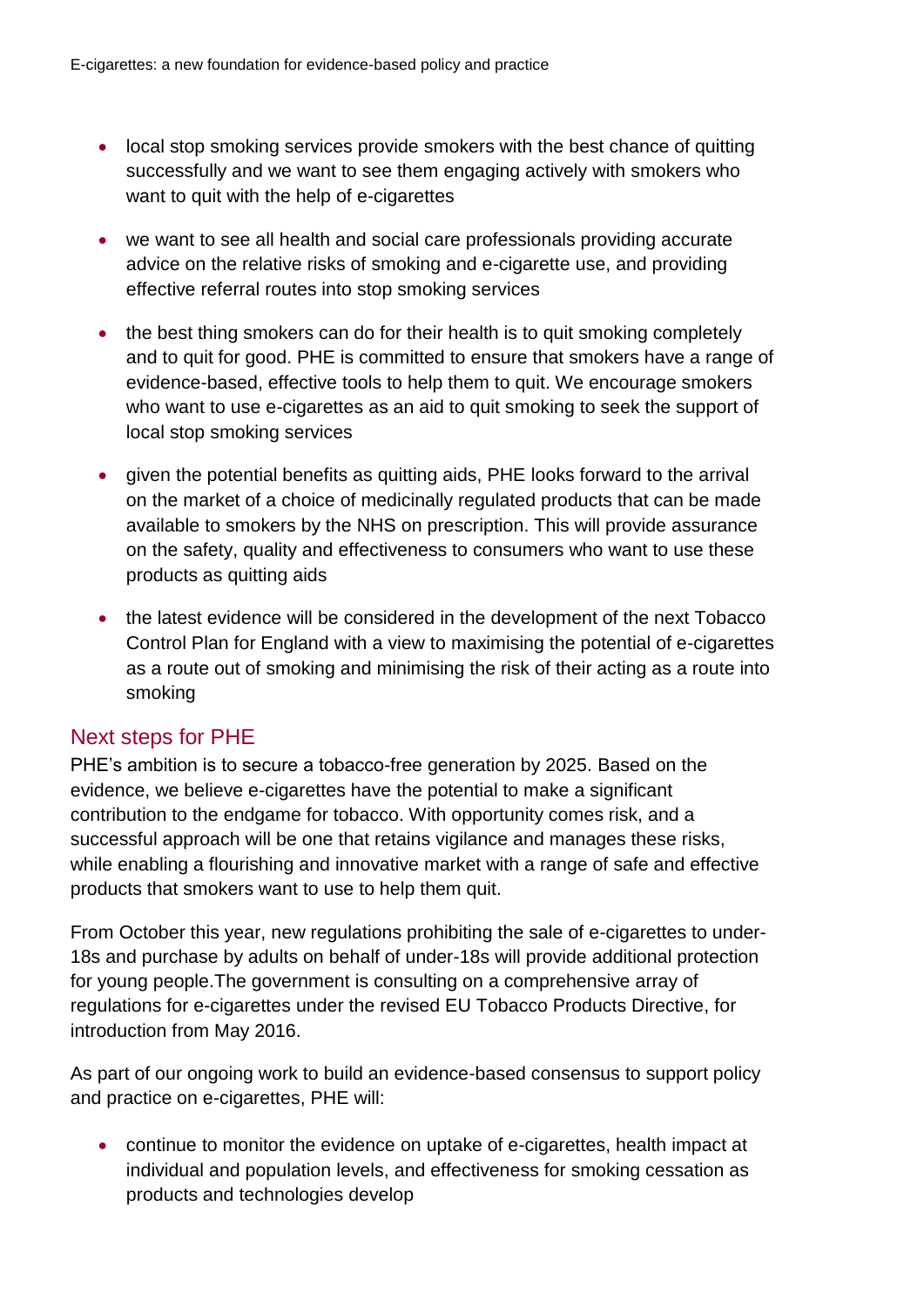- local stop smoking services provide smokers with the best chance of quitting successfully and we want to see them engaging actively with smokers who want to quit with the help of e-cigarettes
- we want to see all health and social care professionals providing accurate advice on the relative risks of smoking and e-cigarette use, and providing effective referral routes into stop smoking services
- the best thing smokers can do for their health is to quit smoking completely and to quit for good. PHE is committed to ensure that smokers have a range of evidence-based, effective tools to help them to quit. We encourage smokers who want to use e-cigarettes as an aid to quit smoking to seek the support of local stop smoking services
- given the potential benefits as quitting aids, PHE looks forward to the arrival on the market of a choice of medicinally regulated products that can be made available to smokers by the NHS on prescription. This will provide assurance on the safety, quality and effectiveness to consumers who want to use these products as quitting aids
- the latest evidence will be considered in the development of the next Tobacco Control Plan for England with a view to maximising the potential of e-cigarettes as a route out of smoking and minimising the risk of their acting as a route into smoking

## Next steps for PHE

PHE's ambition is to secure a tobacco-free generation by 2025. Based on the evidence, we believe e-cigarettes have the potential to make a significant contribution to the endgame for tobacco. With opportunity comes risk, and a successful approach will be one that retains vigilance and manages these risks, while enabling a flourishing and innovative market with a range of safe and effective products that smokers want to use to help them quit.

From October this year, new regulations prohibiting the sale of e-cigarettes to under-18s and purchase by adults on behalf of under-18s will provide additional protection for young people.The government is consulting on a comprehensive array of regulations for e-cigarettes under the revised EU Tobacco Products Directive, for introduction from May 2016.

As part of our ongoing work to build an evidence-based consensus to support policy and practice on e-cigarettes, PHE will:

- continue to monitor the evidence on uptake of e-cigarettes, health impact at individual and population levels, and effectiveness for smoking cessation as products and technologies develop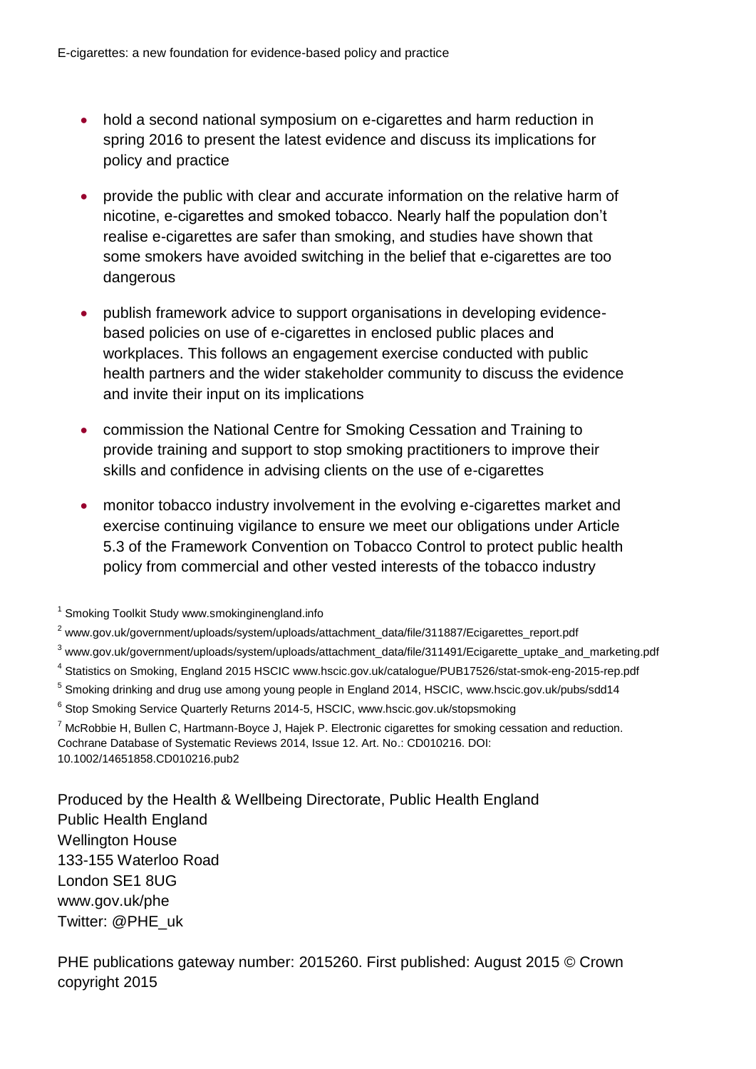- hold a second national symposium on e-cigarettes and harm reduction in spring 2016 to present the latest evidence and discuss its implications for policy and practice
- provide the public with clear and accurate information on the relative harm of nicotine, e-cigarettes and smoked tobacco. Nearly half the population don't realise e-cigarettes are safer than smoking, and studies have shown that some smokers have avoided switching in the belief that e-cigarettes are too dangerous
- publish framework advice to support organisations in developing evidence-based policies on use of e-cigarettes in enclosed public places and workplaces. This follows an engagement exercise conducted with public health partners and the wider stakeholder community to discuss the evidence and invite their input on its implications
- commission the National Centre for Smoking Cessation and Training to provide training and support to stop smoking practitioners to improve their skills and confidence in advising clients on the use of e-cigarettes
- monitor tobacco industry involvement in the evolving e-cigarettes market and exercise continuing vigilance to ensure we meet our obligations under Article 5.3 of the Framework Convention on Tobacco Control to protect public health policy from commercial and other vested interests of the tobacco industry

[1] Smoking Toolkit Study www.smokinginengland.info

[2] www.gov.uk/government/uploads/system/uploads/attachment_data/file/311887/Ecigarettes_report.pdf

[3] www.gov.uk/government/uploads/system/uploads/attachment_data/file/311491/Ecigarette_uptake_and_marketing.pdf

[4] Statistics on Smoking, England 2015 HSCIC www.hscic.gov.uk/catalogue/PUB17526/stat-smok-eng-2015-rep.pdf

[5] Smoking drinking and drug use among young people in England 2014, HSCIC, www.hscic.gov.uk/pubs/sdd14

[6] Stop Smoking Service Quarterly Returns 2014-5, HSCIC, www.hscic.gov.uk/stopsmoking

[7] McRobbie H, Bullen C, Hartmann-Boyce J, Hajek P. Electronic cigarettes for smoking cessation and reduction. Cochrane Database of Systematic Reviews 2014, Issue 12. Art. No.: CD010216. DOI: 10.1002/14651858.CD010216.pub2

Produced by the Health & Wellbeing Directorate, Public Health England
Public Health England
Wellington House
133-155 Waterloo Road
London SE1 8UG
www.gov.uk/phe
Twitter: @PHE_uk

PHE publications gateway number: 2015260. First published: August 2015 © Crown copyright 2015